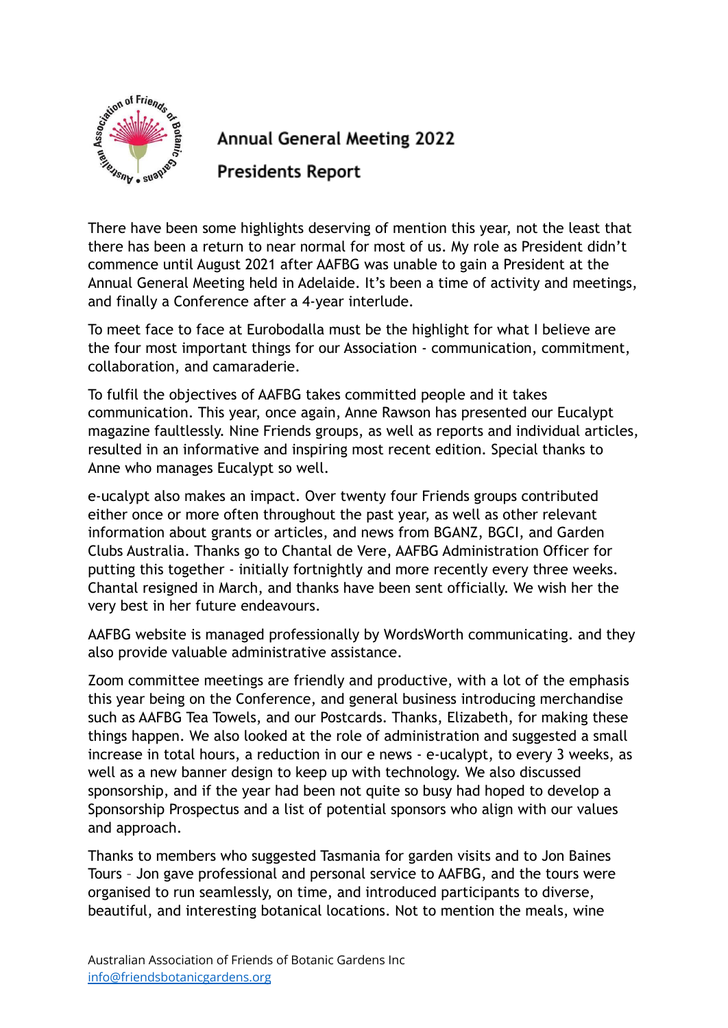# Annual General Meeting 2022

## Presidents Report

There have been some highlights deserving of mention this year, not the least that there has been a return to near normal for most of us. My role as President didn't commence until August 2021 after AAFBG was unable to gain a President at the Annual General Meeting held in Adelaide. It's been a time of activity and meetings, and finally a Conference after a 4-year interlude.

To meet face to face at Eurobodalla must be the highlight for what I believe are the four most important things for our Association - communication, commitment, collaboration, and camaraderie.

To fulfil the objectives of AAFBG takes committed people and it takes communication. This year, once again, Anne Rawson has presented our Eucalypt magazine faultlessly. Nine Friends groups, as well as reports and individual articles, resulted in an informative and inspiring most recent edition. Special thanks to Anne who manages Eucalypt so well.

e-ucalypt also makes an impact. Over twenty four Friends groups contributed either once or more often throughout the past year, as well as other relevant information about grants or articles, and news from BGANZ, BGCI, and Garden Clubs Australia. Thanks go to Chantal de Vere, AAFBG Administration Officer for putting this together - initially fortnightly and more recently every three weeks. Chantal resigned in March, and thanks have been sent officially. We wish her the very best in her future endeavours.

AAFBG website is managed professionally by WordsWorth communicating. and they also provide valuable administrative assistance.

Zoom committee meetings are friendly and productive, with a lot of the emphasis this year being on the Conference, and general business introducing merchandise such as AAFBG Tea Towels, and our Postcards. Thanks, Elizabeth, for making these things happen. We also looked at the role of administration and suggested a small increase in total hours, a reduction in our e news - e-ucalypt, to every 3 weeks, as well as a new banner design to keep up with technology. We also discussed sponsorship, and if the year had been not quite so busy had hoped to develop a Sponsorship Prospectus and a list of potential sponsors who align with our values and approach.

Thanks to members who suggested Tasmania for garden visits and to Jon Baines Tours – Jon gave professional and personal service to AAFBG, and the tours were organised to run seamlessly, on time, and introduced participants to diverse, beautiful, and interesting botanical locations. Not to mention the meals, wine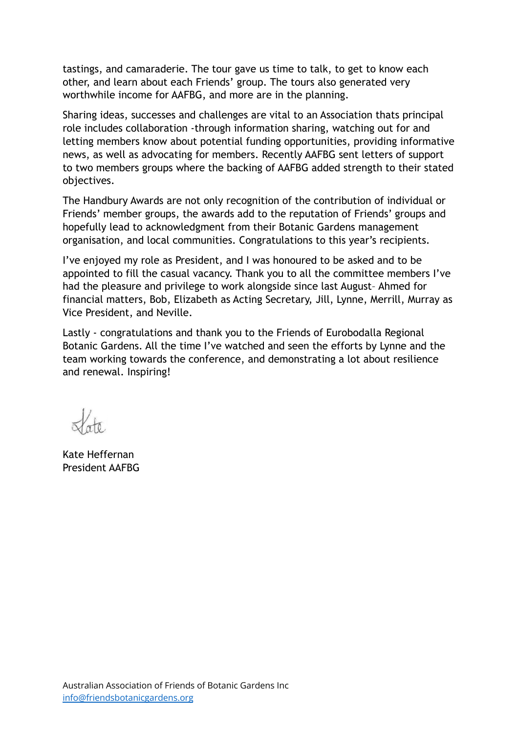tastings, and camaraderie. The tour gave us time to talk, to get to know each other, and learn about each Friends' group. The tours also generated very worthwhile income for AAFBG, and more are in the planning.

Sharing ideas, successes and challenges are vital to an Association thats principal role includes collaboration -through information sharing, watching out for and letting members know about potential funding opportunities, providing informative news, as well as advocating for members. Recently AAFBG sent letters of support to two members groups where the backing of AAFBG added strength to their stated objectives.

The Handbury Awards are not only recognition of the contribution of individual or Friends' member groups, the awards add to the reputation of Friends' groups and hopefully lead to acknowledgment from their Botanic Gardens management organisation, and local communities. Congratulations to this year's recipients.

I've enjoyed my role as President, and I was honoured to be asked and to be appointed to fill the casual vacancy. Thank you to all the committee members I've had the pleasure and privilege to work alongside since last August– Ahmed for financial matters, Bob, Elizabeth as Acting Secretary, Jill, Lynne, Merrill, Murray as Vice President, and Neville.

Lastly - congratulations and thank you to the Friends of Eurobodalla Regional Botanic Gardens. All the time I've watched and seen the efforts by Lynne and the team working towards the conference, and demonstrating a lot about resilience and renewal. Inspiring!

Kate

Kate Heffernan
President AAFBG

Australian Association of Friends of Botanic Gardens Inc
info@friendsbotanicgardens.org